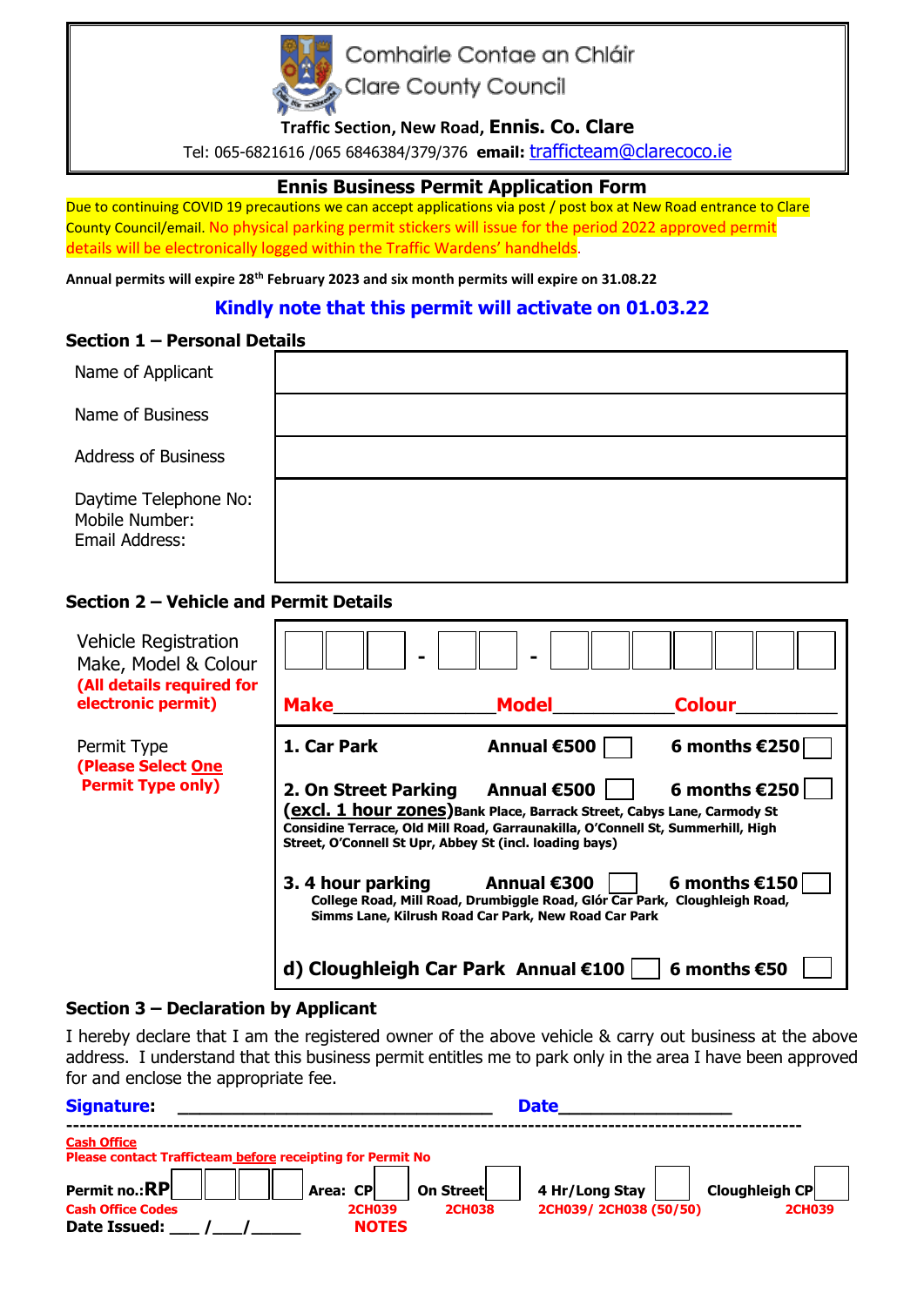Comhairle Contae an Chláir

Clare County Council

**Traffic Section, New Road, Ennis. Co. Clare**

Tel: 065-6821616 /065 6846384/379/376 **email:** trafficteam@clarecoco.ie

## Ennis Business Permit Application Form

Due to continuing COVID 19 precautions we can accept applications via post / post box at New Road entrance to Clare County Council/email. No physical parking permit stickers will issue for the period 2022 approved permit details will be electronically logged within the Traffic Wardens' handhelds.

**Annual permits will expire 28th February 2023 and six month permits will expire on 31.08.22**

**Kindly note that this permit will activate on 01.03.22**

### Section 1 – Personal Details

| | |
|---|---|
| Name of Applicant | |
| Name of Business | |
| Address of Business | |
| Daytime Telephone No:<br>Mobile Number:<br>Email Address: | |

### Section 2 – Vehicle and Permit Details

| | |
|---|---|
| Vehicle Registration<br>Make, Model & Colour<br>**(All details required for electronic permit)** | ☐☐☐ - ☐☐ - ☐☐☐☐☐☐☐<br>**Make**_______________ **Model**____________ **Colour**__________ |
| Permit Type<br>**(Please Select One Permit Type only)** | **1. Car Park** **Annual €500** ☐ **6 months €250** ☐<br><br>**2. On Street Parking** **Annual €500** ☐ **6 months €250** ☐<br>**(excl. 1 hour zones)** **Bank Place, Barrack Street, Cabys Lane, Carmody St Considine Terrace, Old Mill Road, Garraunakilla, O'Connell St, Summerhill, High Street, O'Connell St Upr, Abbey St (incl. loading bays)**<br><br>**3. 4 hour parking** **Annual €300** ☐ **6 months €150** ☐<br>**College Road, Mill Road, Drumbiggle Road, Glór Car Park, Cloughleigh Road, Simms Lane, Kilrush Road Car Park, New Road Car Park**<br><br>**d) Cloughleigh Car Park** **Annual €100** ☐ **6 months €50** ☐ |

### Section 3 – Declaration by Applicant

I hereby declare that I am the registered owner of the above vehicle & carry out business at the above address. I understand that this business permit entitles me to park only in the area I have been approved for and enclose the appropriate fee.

**Signature:** ________________________________ **Date**_________________

---

**Cash Office**

**Please contact Trafficteam before receipting for Permit No**

**Permit no.:RP** ☐☐☐☐ **Area: CP** ☐ **On Street** ☐ **4 Hr/Long Stay** ☐ **Cloughleigh CP** ☐

**Cash Office Codes** **2CH039** **2CH038** **2CH039/ 2CH038 (50/50)** **2CH039**

**Date Issued:** ___ /___/_____ **NOTES**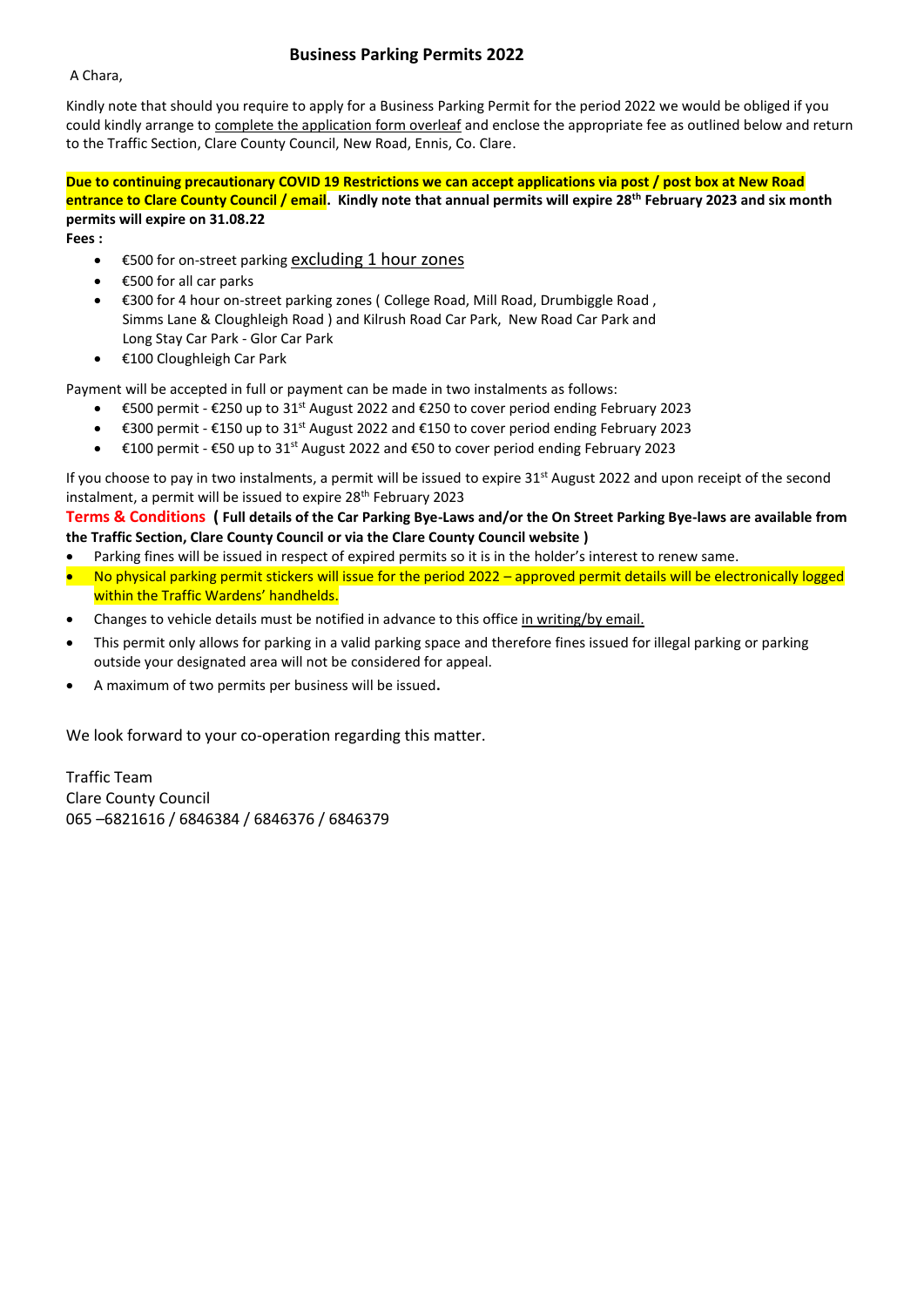## Business Parking Permits 2022

A Chara,

Kindly note that should you require to apply for a Business Parking Permit for the period 2022 we would be obliged if you could kindly arrange to complete the application form overleaf and enclose the appropriate fee as outlined below and return to the Traffic Section, Clare County Council, New Road, Ennis, Co. Clare.

**Due to continuing precautionary COVID 19 Restrictions we can accept applications via post / post box at New Road entrance to Clare County Council / email. Kindly note that annual permits will expire 28th February 2023 and six month permits will expire on 31.08.22**

**Fees :**

- €500 for on-street parking excluding 1 hour zones
- €500 for all car parks
- €300 for 4 hour on-street parking zones ( College Road, Mill Road, Drumbiggle Road , Simms Lane & Cloughleigh Road ) and Kilrush Road Car Park, New Road Car Park and Long Stay Car Park - Glor Car Park
- €100 Cloughleigh Car Park

Payment will be accepted in full or payment can be made in two instalments as follows:

- €500 permit - €250 up to 31st August 2022 and €250 to cover period ending February 2023
- €300 permit - €150 up to 31st August 2022 and €150 to cover period ending February 2023
- €100 permit - €50 up to 31st August 2022 and €50 to cover period ending February 2023

If you choose to pay in two instalments, a permit will be issued to expire 31st August 2022 and upon receipt of the second instalment, a permit will be issued to expire 28th February 2023

**Terms & Conditions ( Full details of the Car Parking Bye-Laws and/or the On Street Parking Bye-laws are available from the Traffic Section, Clare County Council or via the Clare County Council website )**

- Parking fines will be issued in respect of expired permits so it is in the holder's interest to renew same.
- No physical parking permit stickers will issue for the period 2022 – approved permit details will be electronically logged within the Traffic Wardens' handhelds.
- Changes to vehicle details must be notified in advance to this office in writing/by email.
- This permit only allows for parking in a valid parking space and therefore fines issued for illegal parking or parking outside your designated area will not be considered for appeal.
- A maximum of two permits per business will be issued.

We look forward to your co-operation regarding this matter.

Traffic Team
Clare County Council
065 –6821616 / 6846384 / 6846376 / 6846379